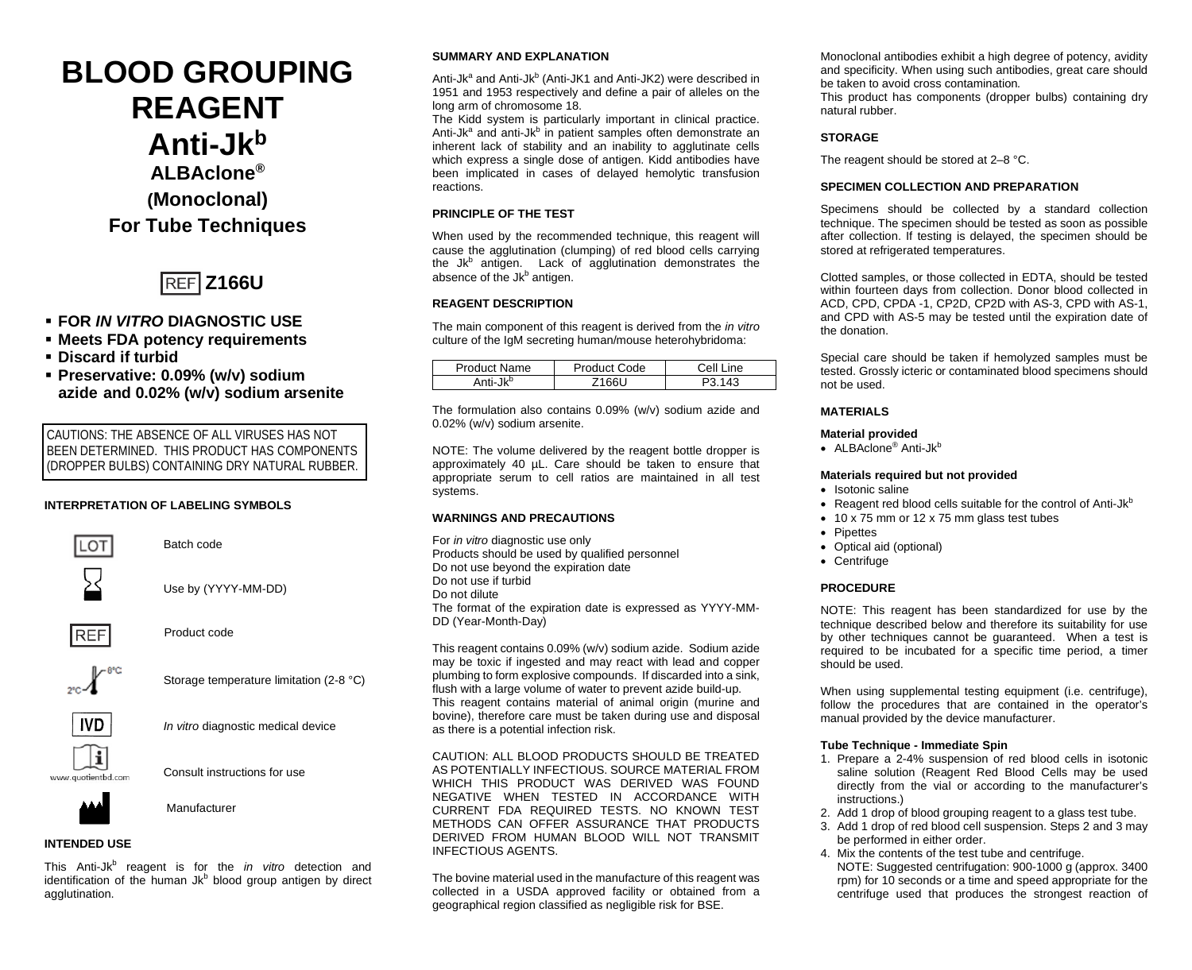# BLOOD GROUPING REAGENT

# Anti-Jk$^b$

## ALBAclone®

## (Monoclonal)

## For Tube Techniques

REF **Z166U**

- **FOR *IN VITRO* DIAGNOSTIC USE**
- **Meets FDA potency requirements**
- **Discard if turbid**
- **Preservative: 0.09% (w/v) sodium azide and 0.02% (w/v) sodium arsenite**

CAUTIONS: THE ABSENCE OF ALL VIRUSES HAS NOT BEEN DETERMINED. THIS PRODUCT HAS COMPONENTS (DROPPER BULBS) CONTAINING DRY NATURAL RUBBER.

### INTERPRETATION OF LABELING SYMBOLS

| Symbol | Meaning |
|---|---|
| LOT | Batch code |
| (hourglass) | Use by (YYYY-MM-DD) |
| REF | Product code |
| 2°C–8°C | Storage temperature limitation (2-8 °C) |
| IVD | *In vitro* diagnostic medical device |
| (i) www.quotientbd.com | Consult instructions for use |
| (factory) | Manufacturer |

### INTENDED USE

This Anti-Jk$^b$ reagent is for the *in vitro* detection and identification of the human Jk$^b$ blood group antigen by direct agglutination.

### SUMMARY AND EXPLANATION

Anti-Jk$^a$ and Anti-Jk$^b$ (Anti-JK1 and Anti-JK2) were described in 1951 and 1953 respectively and define a pair of alleles on the long arm of chromosome 18.

The Kidd system is particularly important in clinical practice. Anti-Jk$^a$ and anti-Jk$^b$ in patient samples often demonstrate an inherent lack of stability and an inability to agglutinate cells which express a single dose of antigen. Kidd antibodies have been implicated in cases of delayed hemolytic transfusion reactions.

### PRINCIPLE OF THE TEST

When used by the recommended technique, this reagent will cause the agglutination (clumping) of red blood cells carrying the Jk$^b$ antigen. Lack of agglutination demonstrates the absence of the Jk$^b$ antigen.

### REAGENT DESCRIPTION

The main component of this reagent is derived from the *in vitro* culture of the IgM secreting human/mouse heterohybridoma:

| Product Name | Product Code | Cell Line |
|---|---|---|
| Anti-Jk$^b$ | Z166U | P3.143 |

The formulation also contains 0.09% (w/v) sodium azide and 0.02% (w/v) sodium arsenite.

NOTE: The volume delivered by the reagent bottle dropper is approximately 40 µL. Care should be taken to ensure that appropriate serum to cell ratios are maintained in all test systems.

### WARNINGS AND PRECAUTIONS

For *in vitro* diagnostic use only
Products should be used by qualified personnel
Do not use beyond the expiration date
Do not use if turbid
Do not dilute
The format of the expiration date is expressed as YYYY-MM-DD (Year-Month-Day)

This reagent contains 0.09% (w/v) sodium azide. Sodium azide may be toxic if ingested and may react with lead and copper plumbing to form explosive compounds. If discarded into a sink, flush with a large volume of water to prevent azide build-up.
This reagent contains material of animal origin (murine and bovine), therefore care must be taken during use and disposal as there is a potential infection risk.

CAUTION: ALL BLOOD PRODUCTS SHOULD BE TREATED AS POTENTIALLY INFECTIOUS. SOURCE MATERIAL FROM WHICH THIS PRODUCT WAS DERIVED WAS FOUND NEGATIVE WHEN TESTED IN ACCORDANCE WITH CURRENT FDA REQUIRED TESTS. NO KNOWN TEST METHODS CAN OFFER ASSURANCE THAT PRODUCTS DERIVED FROM HUMAN BLOOD WILL NOT TRANSMIT INFECTIOUS AGENTS.

The bovine material used in the manufacture of this reagent was collected in a USDA approved facility or obtained from a geographical region classified as negligible risk for BSE.

Monoclonal antibodies exhibit a high degree of potency, avidity and specificity. When using such antibodies, great care should be taken to avoid cross contamination.
This product has components (dropper bulbs) containing dry natural rubber.

### STORAGE

The reagent should be stored at 2–8 °C.

### SPECIMEN COLLECTION AND PREPARATION

Specimens should be collected by a standard collection technique. The specimen should be tested as soon as possible after collection. If testing is delayed, the specimen should be stored at refrigerated temperatures.

Clotted samples, or those collected in EDTA, should be tested within fourteen days from collection. Donor blood collected in ACD, CPD, CPDA -1, CP2D, CP2D with AS-3, CPD with AS-1, and CPD with AS-5 may be tested until the expiration date of the donation.

Special care should be taken if hemolyzed samples must be tested. Grossly icteric or contaminated blood specimens should not be used.

### MATERIALS

**Material provided**

- ALBAclone® Anti-Jk$^b$

**Materials required but not provided**

- Isotonic saline
- Reagent red blood cells suitable for the control of Anti-Jk$^b$
- 10 x 75 mm or 12 x 75 mm glass test tubes
- Pipettes
- Optical aid (optional)
- Centrifuge

### PROCEDURE

NOTE: This reagent has been standardized for use by the technique described below and therefore its suitability for use by other techniques cannot be guaranteed. When a test is required to be incubated for a specific time period, a timer should be used.

When using supplemental testing equipment (i.e. centrifuge), follow the procedures that are contained in the operator's manual provided by the device manufacturer.

**Tube Technique - Immediate Spin**

1. Prepare a 2-4% suspension of red blood cells in isotonic saline solution (Reagent Red Blood Cells may be used directly from the vial or according to the manufacturer's instructions.)
2. Add 1 drop of blood grouping reagent to a glass test tube.
3. Add 1 drop of red blood cell suspension. Steps 2 and 3 may be performed in either order.
4. Mix the contents of the test tube and centrifuge.
   NOTE: Suggested centrifugation: 900-1000 g (approx. 3400 rpm) for 10 seconds or a time and speed appropriate for the centrifuge used that produces the strongest reaction of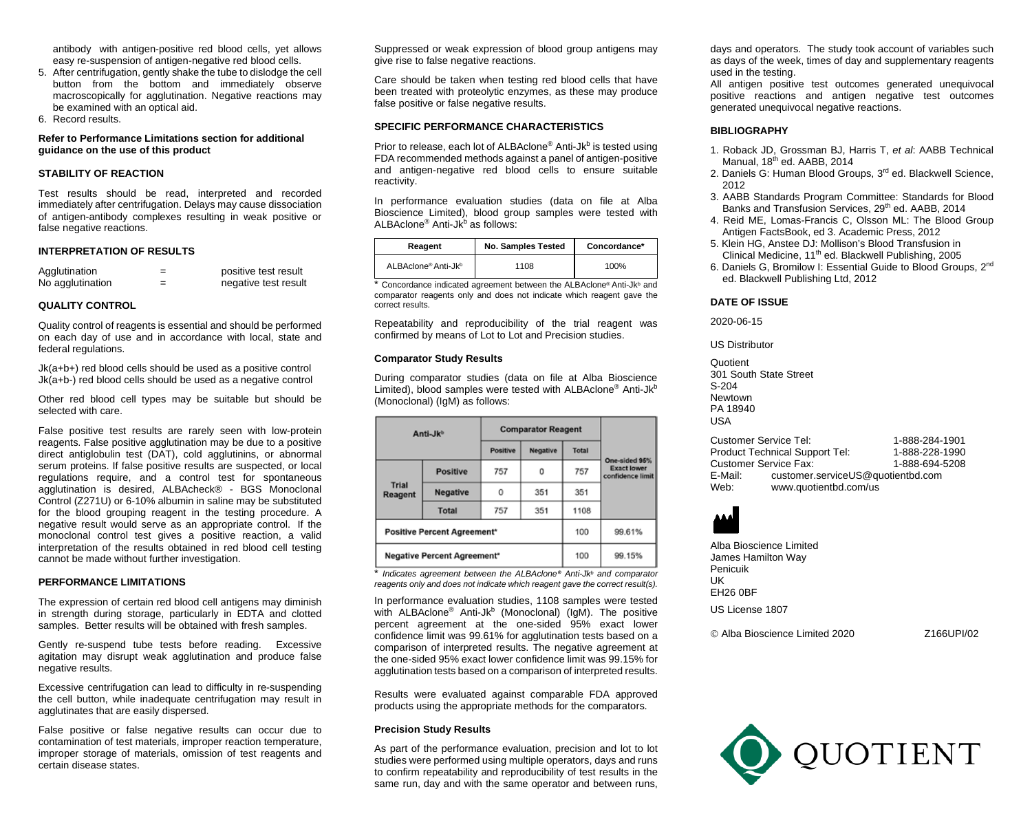antibody with antigen-positive red blood cells, yet allows easy re-suspension of antigen-negative red blood cells.

5. After centrifugation, gently shake the tube to dislodge the cell button from the bottom and immediately observe macroscopically for agglutination. Negative reactions may be examined with an optical aid.
6. Record results.

**Refer to Performance Limitations section for additional guidance on the use of this product**

### STABILITY OF REACTION

Test results should be read, interpreted and recorded immediately after centrifugation. Delays may cause dissociation of antigen-antibody complexes resulting in weak positive or false negative reactions.

### INTERPRETATION OF RESULTS

| | | |
|---|---|---|
| Agglutination | = | positive test result |
| No agglutination | = | negative test result |

### QUALITY CONTROL

Quality control of reagents is essential and should be performed on each day of use and in accordance with local, state and federal regulations.

Jk(a+b+) red blood cells should be used as a positive control
Jk(a+b-) red blood cells should be used as a negative control

Other red blood cell types may be suitable but should be selected with care.

False positive test results are rarely seen with low-protein reagents. False positive agglutination may be due to a positive direct antiglobulin test (DAT), cold agglutinins, or abnormal serum proteins. If false positive results are suspected, or local regulations require, and a control test for spontaneous agglutination is desired, ALBAcheck® - BGS Monoclonal Control (Z271U) or 6-10% albumin in saline may be substituted for the blood grouping reagent in the testing procedure. A negative result would serve as an appropriate control. If the monoclonal control test gives a positive reaction, a valid interpretation of the results obtained in red blood cell testing cannot be made without further investigation.

### PERFORMANCE LIMITATIONS

The expression of certain red blood cell antigens may diminish in strength during storage, particularly in EDTA and clotted samples. Better results will be obtained with fresh samples.

Gently re-suspend tube tests before reading. Excessive agitation may disrupt weak agglutination and produce false negative results.

Excessive centrifugation can lead to difficulty in re-suspending the cell button, while inadequate centrifugation may result in agglutinates that are easily dispersed.

False positive or false negative results can occur due to contamination of test materials, improper reaction temperature, improper storage of materials, omission of test reagents and certain disease states.

Suppressed or weak expression of blood group antigens may give rise to false negative reactions.

Care should be taken when testing red blood cells that have been treated with proteolytic enzymes, as these may produce false positive or false negative results.

### SPECIFIC PERFORMANCE CHARACTERISTICS

Prior to release, each lot of ALBAclone® Anti-Jk$^b$ is tested using FDA recommended methods against a panel of antigen-positive and antigen-negative red blood cells to ensure suitable reactivity.

In performance evaluation studies (data on file at Alba Bioscience Limited), blood group samples were tested with ALBAclone® Anti-Jk$^b$ as follows:

| Reagent | No. Samples Tested | Concordance* |
|---|---|---|
| ALBAclone® Anti-Jk$^b$ | 1108 | 100% |

\* Concordance indicated agreement between the ALBAclone® Anti-Jk$^b$ and comparator reagents only and does not indicate which reagent gave the correct results.

Repeatability and reproducibility of the trial reagent was confirmed by means of Lot to Lot and Precision studies.

#### Comparator Study Results

During comparator studies (data on file at Alba Bioscience Limited), blood samples were tested with ALBAclone® Anti-Jk$^b$ (Monoclonal) (IgM) as follows:

| Anti-Jk$^b$ | | Comparator Reagent | | | One-sided 95% Exact lower confidence limit |
|---|---|---|---|---|---|
| | | Positive | Negative | Total | |
| Trial Reagent | Positive | 757 | 0 | 757 | |
| | Negative | 0 | 351 | 351 | |
| | Total | 757 | 351 | 1108 | |
| Positive Percent Agreement* | | | | 100 | 99.61% |
| Negative Percent Agreement* | | | | 100 | 99.15% |

\* *Indicates agreement between the ALBAclone® Anti-Jk$^b$ and comparator reagents only and does not indicate which reagent gave the correct result(s).*

In performance evaluation studies, 1108 samples were tested with ALBAclone® Anti-Jk$^b$ (Monoclonal) (IgM). The positive percent agreement at the one-sided 95% exact lower confidence limit was 99.61% for agglutination tests based on a comparison of interpreted results. The negative agreement at the one-sided 95% exact lower confidence limit was 99.15% for agglutination tests based on a comparison of interpreted results.

Results were evaluated against comparable FDA approved products using the appropriate methods for the comparators.

#### Precision Study Results

As part of the performance evaluation, precision and lot to lot studies were performed using multiple operators, days and runs to confirm repeatability and reproducibility of test results in the same run, day and with the same operator and between runs, days and operators. The study took account of variables such as days of the week, times of day and supplementary reagents used in the testing.
All antigen positive test outcomes generated unequivocal positive reactions and antigen negative test outcomes generated unequivocal negative reactions.

### BIBLIOGRAPHY

1. Roback JD, Grossman BJ, Harris T, *et al*: AABB Technical Manual, 18th ed. AABB, 2014
2. Daniels G: Human Blood Groups, 3rd ed. Blackwell Science, 2012
3. AABB Standards Program Committee: Standards for Blood Banks and Transfusion Services, 29th ed. AABB, 2014
4. Reid ME, Lomas-Francis C, Olsson ML: The Blood Group Antigen FactsBook, ed 3. Academic Press, 2012
5. Klein HG, Anstee DJ: Mollison's Blood Transfusion in Clinical Medicine, 11th ed. Blackwell Publishing, 2005
6. Daniels G, Bromilow I: Essential Guide to Blood Groups, 2nd ed. Blackwell Publishing Ltd, 2012

### DATE OF ISSUE

2020-06-15

US Distributor

Quotient
301 South State Street
S-204
Newtown
PA 18940
USA

| | |
|---|---|
| Customer Service Tel: | 1-888-284-1901 |
| Product Technical Support Tel: | 1-888-228-1990 |
| Customer Service Fax: | 1-888-694-5208 |
| E-Mail: | customer.serviceUS@quotientbd.com |
| Web: | www.quotientbd.com/us |

Alba Bioscience Limited
James Hamilton Way
Penicuik
UK
EH26 0BF

US License 1807

© Alba Bioscience Limited 2020 Z166UPI/02

QUOTIENT